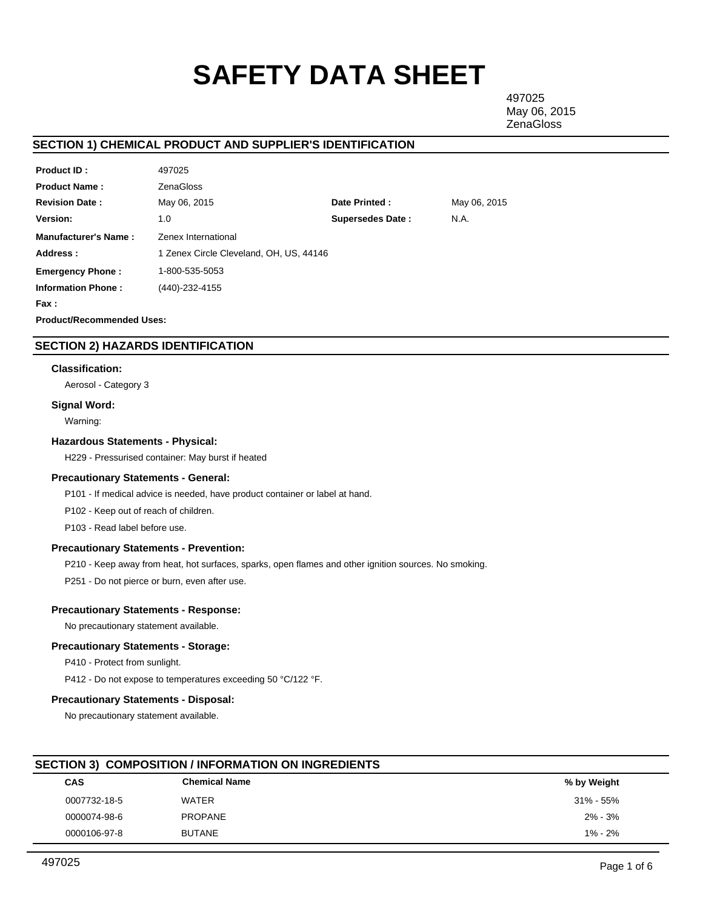# SAFETY DATA SHEET

497025
May 06, 2015
ZenaGloss

## SECTION 1) CHEMICAL PRODUCT AND SUPPLIER'S IDENTIFICATION

| | | | |
|---|---|---|---|
| **Product ID :** | 497025 | | |
| **Product Name :** | ZenaGloss | | |
| **Revision Date :** | May 06, 2015 | **Date Printed :** | May 06, 2015 |
| **Version:** | 1.0 | **Supersedes Date :** | N.A. |
| **Manufacturer's Name :** | Zenex International | | |
| **Address :** | 1 Zenex Circle Cleveland, OH, US, 44146 | | |
| **Emergency Phone :** | 1-800-535-5053 | | |
| **Information Phone :** | (440)-232-4155 | | |
| **Fax :** | | | |

**Product/Recommended Uses:**

## SECTION 2) HAZARDS IDENTIFICATION

### Classification:

Aerosol - Category 3

### Signal Word:

Warning:

### Hazardous Statements - Physical:

H229 - Pressurised container: May burst if heated

### Precautionary Statements - General:

P101 - If medical advice is needed, have product container or label at hand.

P102 - Keep out of reach of children.

P103 - Read label before use.

### Precautionary Statements - Prevention:

P210 - Keep away from heat, hot surfaces, sparks, open flames and other ignition sources. No smoking.

P251 - Do not pierce or burn, even after use.

### Precautionary Statements - Response:

No precautionary statement available.

### Precautionary Statements - Storage:

P410 - Protect from sunlight.

P412 - Do not expose to temperatures exceeding 50 °C/122 °F.

### Precautionary Statements - Disposal:

No precautionary statement available.

## SECTION 3) COMPOSITION / INFORMATION ON INGREDIENTS

| CAS | Chemical Name | % by Weight |
|---|---|---|
| 0007732-18-5 | WATER | 31% - 55% |
| 0000074-98-6 | PROPANE | 2% - 3% |
| 0000106-97-8 | BUTANE | 1% - 2% |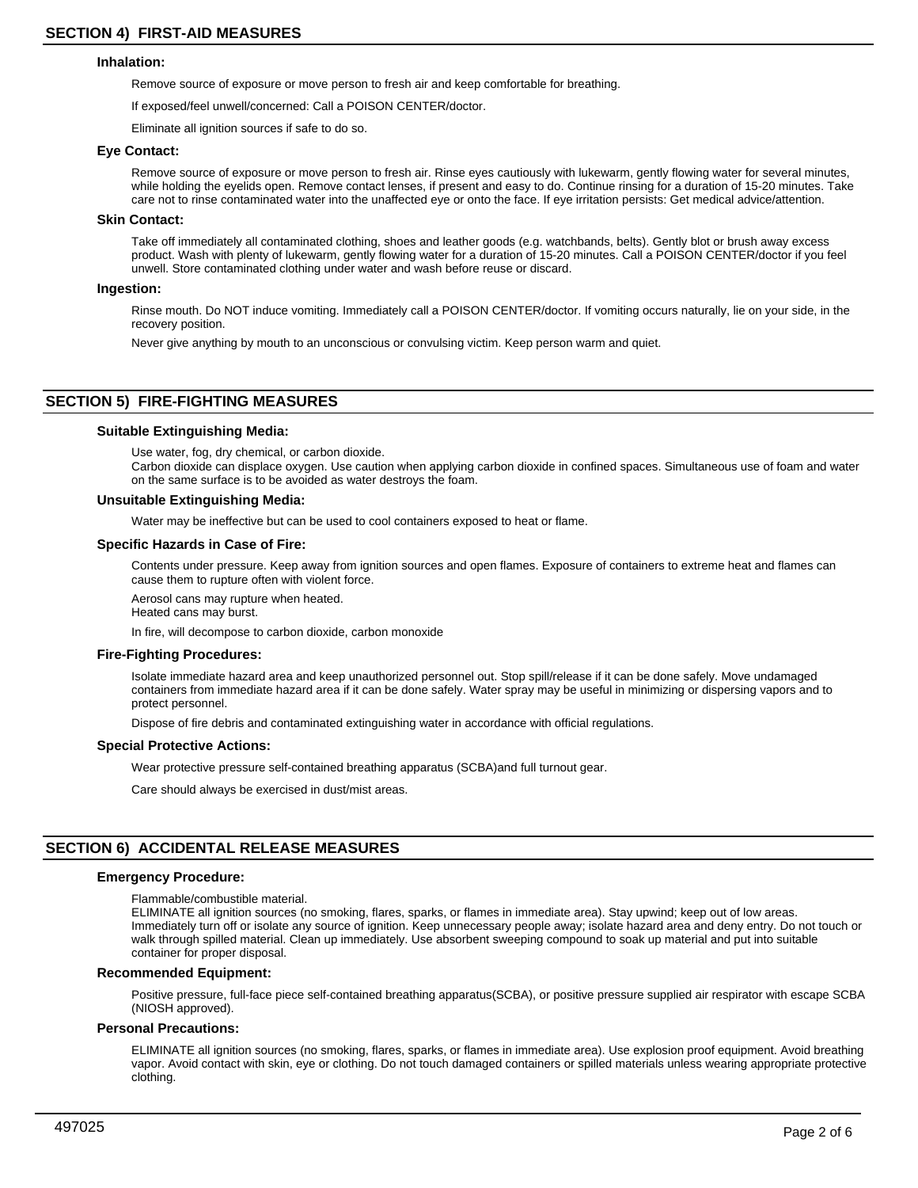## SECTION 4) FIRST-AID MEASURES

### Inhalation:

Remove source of exposure or move person to fresh air and keep comfortable for breathing.

If exposed/feel unwell/concerned: Call a POISON CENTER/doctor.

Eliminate all ignition sources if safe to do so.

### Eye Contact:

Remove source of exposure or move person to fresh air. Rinse eyes cautiously with lukewarm, gently flowing water for several minutes, while holding the eyelids open. Remove contact lenses, if present and easy to do. Continue rinsing for a duration of 15-20 minutes. Take care not to rinse contaminated water into the unaffected eye or onto the face. If eye irritation persists: Get medical advice/attention.

### Skin Contact:

Take off immediately all contaminated clothing, shoes and leather goods (e.g. watchbands, belts). Gently blot or brush away excess product. Wash with plenty of lukewarm, gently flowing water for a duration of 15-20 minutes. Call a POISON CENTER/doctor if you feel unwell. Store contaminated clothing under water and wash before reuse or discard.

### Ingestion:

Rinse mouth. Do NOT induce vomiting. Immediately call a POISON CENTER/doctor. If vomiting occurs naturally, lie on your side, in the recovery position.

Never give anything by mouth to an unconscious or convulsing victim. Keep person warm and quiet.

## SECTION 5) FIRE-FIGHTING MEASURES

### Suitable Extinguishing Media:

Use water, fog, dry chemical, or carbon dioxide.
Carbon dioxide can displace oxygen. Use caution when applying carbon dioxide in confined spaces. Simultaneous use of foam and water on the same surface is to be avoided as water destroys the foam.

### Unsuitable Extinguishing Media:

Water may be ineffective but can be used to cool containers exposed to heat or flame.

### Specific Hazards in Case of Fire:

Contents under pressure. Keep away from ignition sources and open flames. Exposure of containers to extreme heat and flames can cause them to rupture often with violent force.

Aerosol cans may rupture when heated.
Heated cans may burst.

In fire, will decompose to carbon dioxide, carbon monoxide

### Fire-Fighting Procedures:

Isolate immediate hazard area and keep unauthorized personnel out. Stop spill/release if it can be done safely. Move undamaged containers from immediate hazard area if it can be done safely. Water spray may be useful in minimizing or dispersing vapors and to protect personnel.

Dispose of fire debris and contaminated extinguishing water in accordance with official regulations.

### Special Protective Actions:

Wear protective pressure self-contained breathing apparatus (SCBA)and full turnout gear.

Care should always be exercised in dust/mist areas.

## SECTION 6) ACCIDENTAL RELEASE MEASURES

### Emergency Procedure:

Flammable/combustible material.
ELIMINATE all ignition sources (no smoking, flares, sparks, or flames in immediate area). Stay upwind; keep out of low areas. Immediately turn off or isolate any source of ignition. Keep unnecessary people away; isolate hazard area and deny entry. Do not touch or walk through spilled material. Clean up immediately. Use absorbent sweeping compound to soak up material and put into suitable container for proper disposal.

### Recommended Equipment:

Positive pressure, full-face piece self-contained breathing apparatus(SCBA), or positive pressure supplied air respirator with escape SCBA (NIOSH approved).

### Personal Precautions:

ELIMINATE all ignition sources (no smoking, flares, sparks, or flames in immediate area). Use explosion proof equipment. Avoid breathing vapor. Avoid contact with skin, eye or clothing. Do not touch damaged containers or spilled materials unless wearing appropriate protective clothing.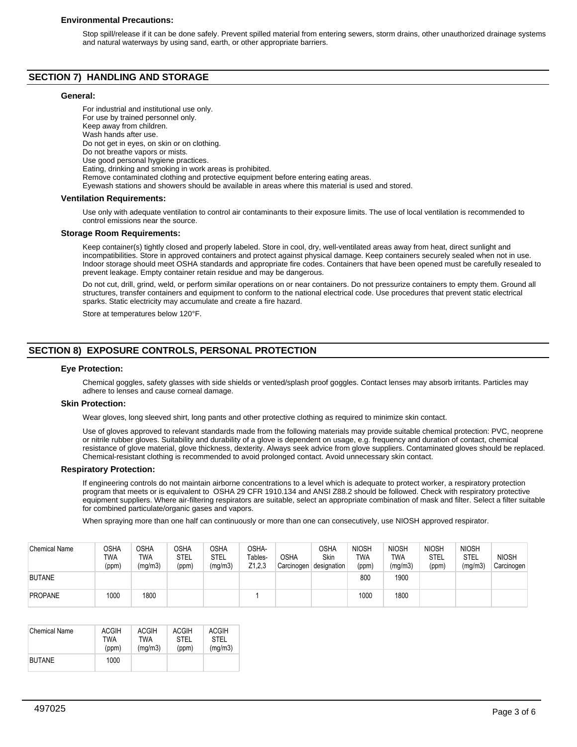### Environmental Precautions:

Stop spill/release if it can be done safely. Prevent spilled material from entering sewers, storm drains, other unauthorized drainage systems and natural waterways by using sand, earth, or other appropriate barriers.

## SECTION 7) HANDLING AND STORAGE

### General:

For industrial and institutional use only.
For use by trained personnel only.
Keep away from children.
Wash hands after use.
Do not get in eyes, on skin or on clothing.
Do not breathe vapors or mists.
Use good personal hygiene practices.
Eating, drinking and smoking in work areas is prohibited.
Remove contaminated clothing and protective equipment before entering eating areas.
Eyewash stations and showers should be available in areas where this material is used and stored.

### Ventilation Requirements:

Use only with adequate ventilation to control air contaminants to their exposure limits. The use of local ventilation is recommended to control emissions near the source.

### Storage Room Requirements:

Keep container(s) tightly closed and properly labeled. Store in cool, dry, well-ventilated areas away from heat, direct sunlight and incompatibilities. Store in approved containers and protect against physical damage. Keep containers securely sealed when not in use. Indoor storage should meet OSHA standards and appropriate fire codes. Containers that have been opened must be carefully resealed to prevent leakage. Empty container retain residue and may be dangerous.

Do not cut, drill, grind, weld, or perform similar operations on or near containers. Do not pressurize containers to empty them. Ground all structures, transfer containers and equipment to conform to the national electrical code. Use procedures that prevent static electrical sparks. Static electricity may accumulate and create a fire hazard.

Store at temperatures below 120°F.

## SECTION 8) EXPOSURE CONTROLS, PERSONAL PROTECTION

### Eye Protection:

Chemical goggles, safety glasses with side shields or vented/splash proof goggles. Contact lenses may absorb irritants. Particles may adhere to lenses and cause corneal damage.

### Skin Protection:

Wear gloves, long sleeved shirt, long pants and other protective clothing as required to minimize skin contact.

Use of gloves approved to relevant standards made from the following materials may provide suitable chemical protection: PVC, neoprene or nitrile rubber gloves. Suitability and durability of a glove is dependent on usage, e.g. frequency and duration of contact, chemical resistance of glove material, glove thickness, dexterity. Always seek advice from glove suppliers. Contaminated gloves should be replaced. Chemical-resistant clothing is recommended to avoid prolonged contact. Avoid unnecessary skin contact.

### Respiratory Protection:

If engineering controls do not maintain airborne concentrations to a level which is adequate to protect worker, a respiratory protection program that meets or is equivalent to OSHA 29 CFR 1910.134 and ANSI Z88.2 should be followed. Check with respiratory protective equipment suppliers. Where air-filtering respirators are suitable, select an appropriate combination of mask and filter. Select a filter suitable for combined particulate/organic gases and vapors.

When spraying more than one half can continuously or more than one can consecutively, use NIOSH approved respirator.

| Chemical Name | OSHA TWA (ppm) | OSHA TWA (mg/m3) | OSHA STEL (ppm) | OSHA STEL (mg/m3) | OSHA- Tables- Z1,2,3 | OSHA Carcinogen | OSHA Skin designation | NIOSH TWA (ppm) | NIOSH TWA (mg/m3) | NIOSH STEL (ppm) | NIOSH STEL (mg/m3) | NIOSH Carcinogen |
|---|---|---|---|---|---|---|---|---|---|---|---|---|
| BUTANE | | | | | | | | 800 | 1900 | | | |
| PROPANE | 1000 | 1800 | | | 1 | | | 1000 | 1800 | | | |

| Chemical Name | ACGIH TWA (ppm) | ACGIH TWA (mg/m3) | ACGIH STEL (ppm) | ACGIH STEL (mg/m3) |
|---|---|---|---|---|
| BUTANE | 1000 | | | |

497025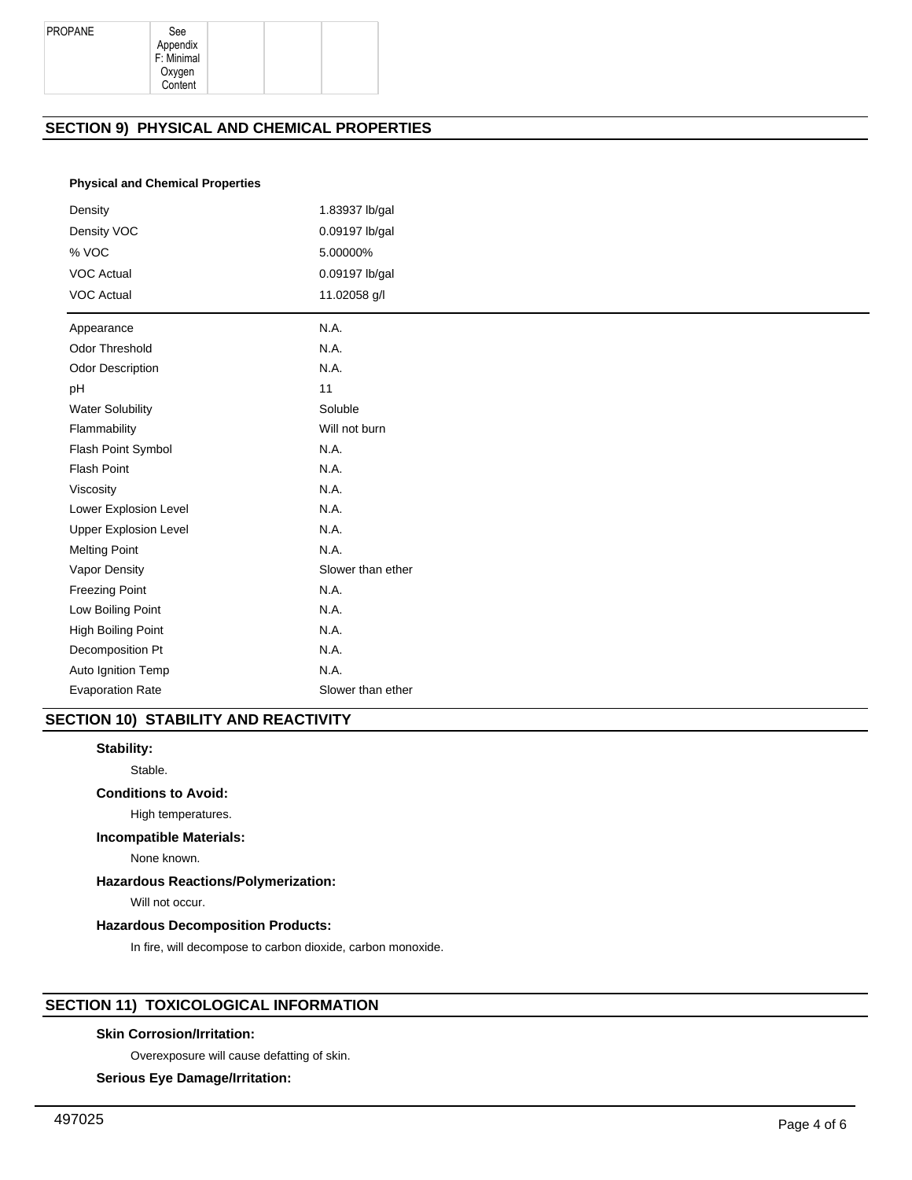| PROPANE | See Appendix F: Minimal Oxygen Content | | | |
|---|---|---|---|---|

## SECTION 9) PHYSICAL AND CHEMICAL PROPERTIES

**Physical and Chemical Properties**

| | |
|---|---|
| Density | 1.83937 lb/gal |
| Density VOC | 0.09197 lb/gal |
| % VOC | 5.00000% |
| VOC Actual | 0.09197 lb/gal |
| VOC Actual | 11.02058 g/l |

| | |
|---|---|
| Appearance | N.A. |
| Odor Threshold | N.A. |
| Odor Description | N.A. |
| pH | 11 |
| Water Solubility | Soluble |
| Flammability | Will not burn |
| Flash Point Symbol | N.A. |
| Flash Point | N.A. |
| Viscosity | N.A. |
| Lower Explosion Level | N.A. |
| Upper Explosion Level | N.A. |
| Melting Point | N.A. |
| Vapor Density | Slower than ether |
| Freezing Point | N.A. |
| Low Boiling Point | N.A. |
| High Boiling Point | N.A. |
| Decomposition Pt | N.A. |
| Auto Ignition Temp | N.A. |
| Evaporation Rate | Slower than ether |

## SECTION 10) STABILITY AND REACTIVITY

**Stability:**

Stable.

**Conditions to Avoid:**

High temperatures.

**Incompatible Materials:**

None known.

**Hazardous Reactions/Polymerization:**

Will not occur.

**Hazardous Decomposition Products:**

In fire, will decompose to carbon dioxide, carbon monoxide.

## SECTION 11) TOXICOLOGICAL INFORMATION

**Skin Corrosion/Irritation:**

Overexposure will cause defatting of skin.

**Serious Eye Damage/Irritation:**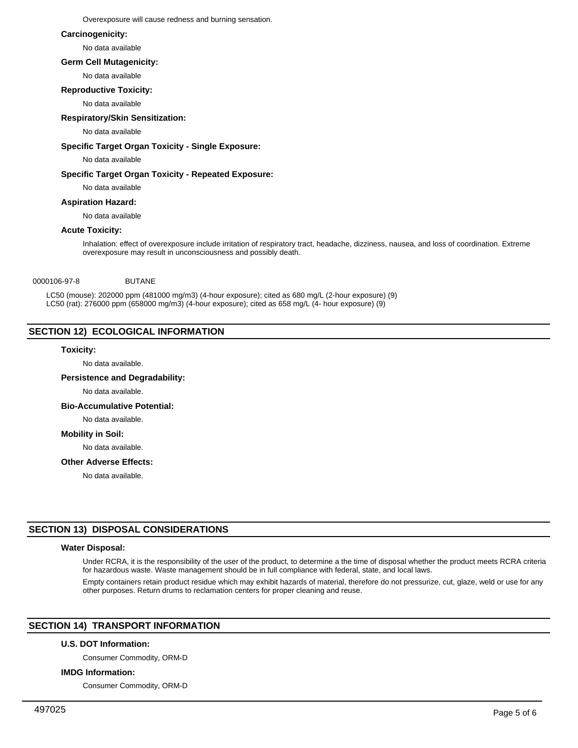Overexposure will cause redness and burning sensation.

**Carcinogenicity:**

No data available

**Germ Cell Mutagenicity:**

No data available

**Reproductive Toxicity:**

No data available

**Respiratory/Skin Sensitization:**

No data available

**Specific Target Organ Toxicity - Single Exposure:**

No data available

**Specific Target Organ Toxicity - Repeated Exposure:**

No data available

**Aspiration Hazard:**

No data available

**Acute Toxicity:**

Inhalation: effect of overexposure include irritation of respiratory tract, headache, dizziness, nausea, and loss of coordination. Extreme overexposure may result in unconsciousness and possibly death.

0000106-97-8 BUTANE

LC50 (mouse): 202000 ppm (481000 mg/m3) (4-hour exposure); cited as 680 mg/L (2-hour exposure) (9)
LC50 (rat): 276000 ppm (658000 mg/m3) (4-hour exposure); cited as 658 mg/L (4- hour exposure) (9)

## SECTION 12) ECOLOGICAL INFORMATION

**Toxicity:**

No data available.

**Persistence and Degradability:**

No data available.

**Bio-Accumulative Potential:**

No data available.

**Mobility in Soil:**

No data available.

**Other Adverse Effects:**

No data available.

## SECTION 13) DISPOSAL CONSIDERATIONS

**Water Disposal:**

Under RCRA, it is the responsibility of the user of the product, to determine a the time of disposal whether the product meets RCRA criteria for hazardous waste. Waste management should be in full compliance with federal, state, and local laws.

Empty containers retain product residue which may exhibit hazards of material, therefore do not pressurize, cut, glaze, weld or use for any other purposes. Return drums to reclamation centers for proper cleaning and reuse.

## SECTION 14) TRANSPORT INFORMATION

**U.S. DOT Information:**

Consumer Commodity, ORM-D

**IMDG Information:**

Consumer Commodity, ORM-D

497025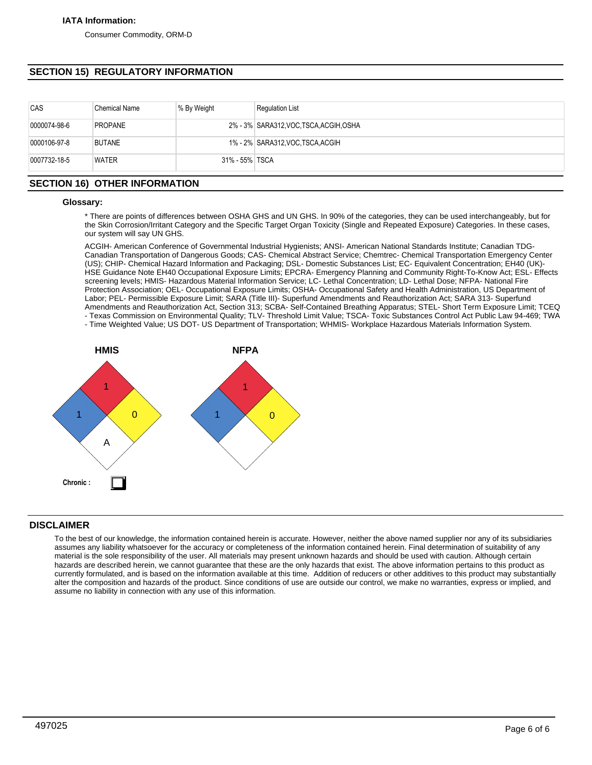**IATA Information:**

Consumer Commodity, ORM-D

## SECTION 15) REGULATORY INFORMATION

| CAS | Chemical Name | % By Weight | Regulation List |
|---|---|---|---|
| 0000074-98-6 | PROPANE | 2% - 3% | SARA312,VOC,TSCA,ACGIH,OSHA |
| 0000106-97-8 | BUTANE | 1% - 2% | SARA312,VOC,TSCA,ACGIH |
| 0007732-18-5 | WATER | 31% - 55% | TSCA |

## SECTION 16) OTHER INFORMATION

**Glossary:**

* There are points of differences between OSHA GHS and UN GHS. In 90% of the categories, they can be used interchangeably, but for the Skin Corrosion/Irritant Category and the Specific Target Organ Toxicity (Single and Repeated Exposure) Categories. In these cases, our system will say UN GHS.

ACGIH- American Conference of Governmental Industrial Hygienists; ANSI- American National Standards Institute; Canadian TDG- Canadian Transportation of Dangerous Goods; CAS- Chemical Abstract Service; Chemtrec- Chemical Transportation Emergency Center (US); CHIP- Chemical Hazard Information and Packaging; DSL- Domestic Substances List; EC- Equivalent Concentration; EH40 (UK)- HSE Guidance Note EH40 Occupational Exposure Limits; EPCRA- Emergency Planning and Community Right-To-Know Act; ESL- Effects screening levels; HMIS- Hazardous Material Information Service; LC- Lethal Concentration; LD- Lethal Dose; NFPA- National Fire Protection Association; OEL- Occupational Exposure Limits; OSHA- Occupational Safety and Health Administration, US Department of Labor; PEL- Permissible Exposure Limit; SARA (Title III)- Superfund Amendments and Reauthorization Act; SARA 313- Superfund Amendments and Reauthorization Act, Section 313; SCBA- Self-Contained Breathing Apparatus; STEL- Short Term Exposure Limit; TCEQ - Texas Commission on Environmental Quality; TLV- Threshold Limit Value; TSCA- Toxic Substances Control Act Public Law 94-469; TWA - Time Weighted Value; US DOT- US Department of Transportation; WHMIS- Workplace Hazardous Materials Information System.

**HMIS**

1

1

0

A

Chronic :

**NFPA**

1

1

0

## DISCLAIMER

To the best of our knowledge, the information contained herein is accurate. However, neither the above named supplier nor any of its subsidiaries assumes any liability whatsoever for the accuracy or completeness of the information contained herein. Final determination of suitability of any material is the sole responsibility of the user. All materials may present unknown hazards and should be used with caution. Although certain hazards are described herein, we cannot guarantee that these are the only hazards that exist. The above information pertains to this product as currently formulated, and is based on the information available at this time. Addition of reducers or other additives to this product may substantially alter the composition and hazards of the product. Since conditions of use are outside our control, we make no warranties, express or implied, and assume no liability in connection with any use of this information.

497025